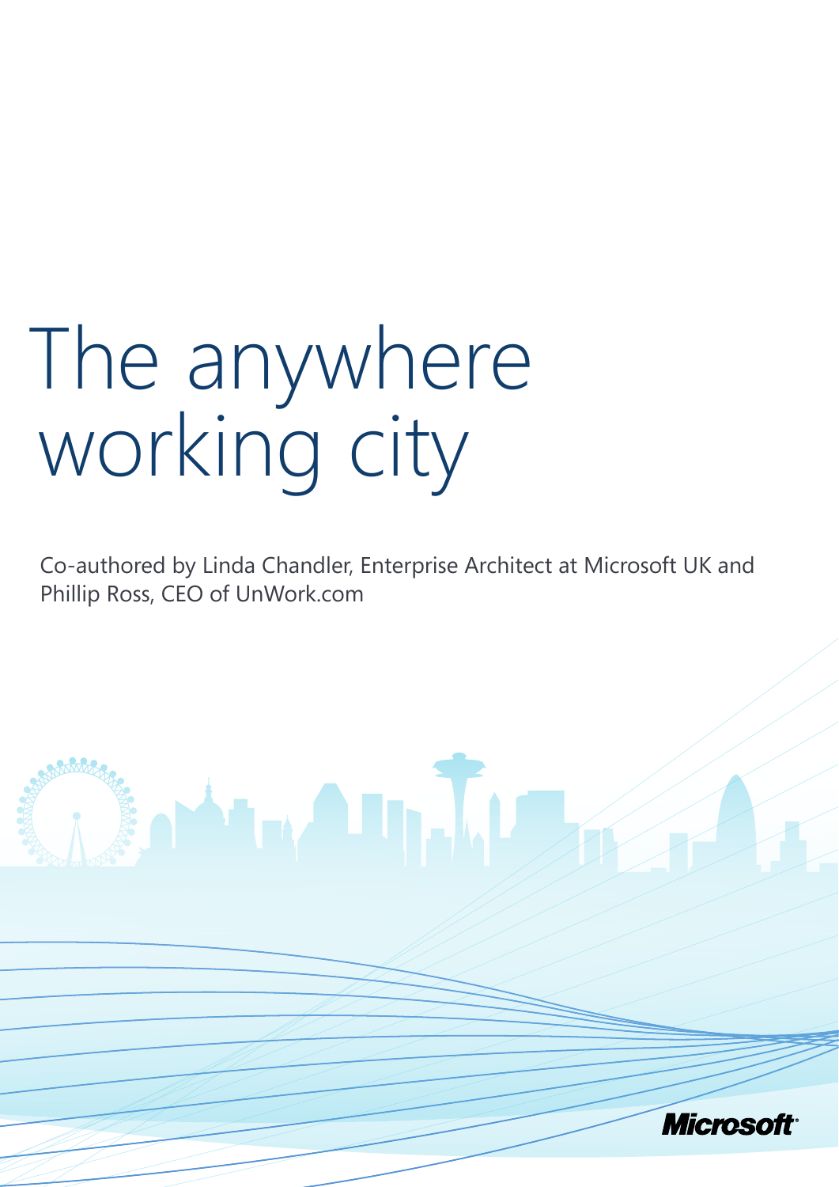# The anywhere working city

Co-authored by Linda Chandler, Enterprise Architect at Microsoft UK and Phillip Ross, CEO of UnWork.com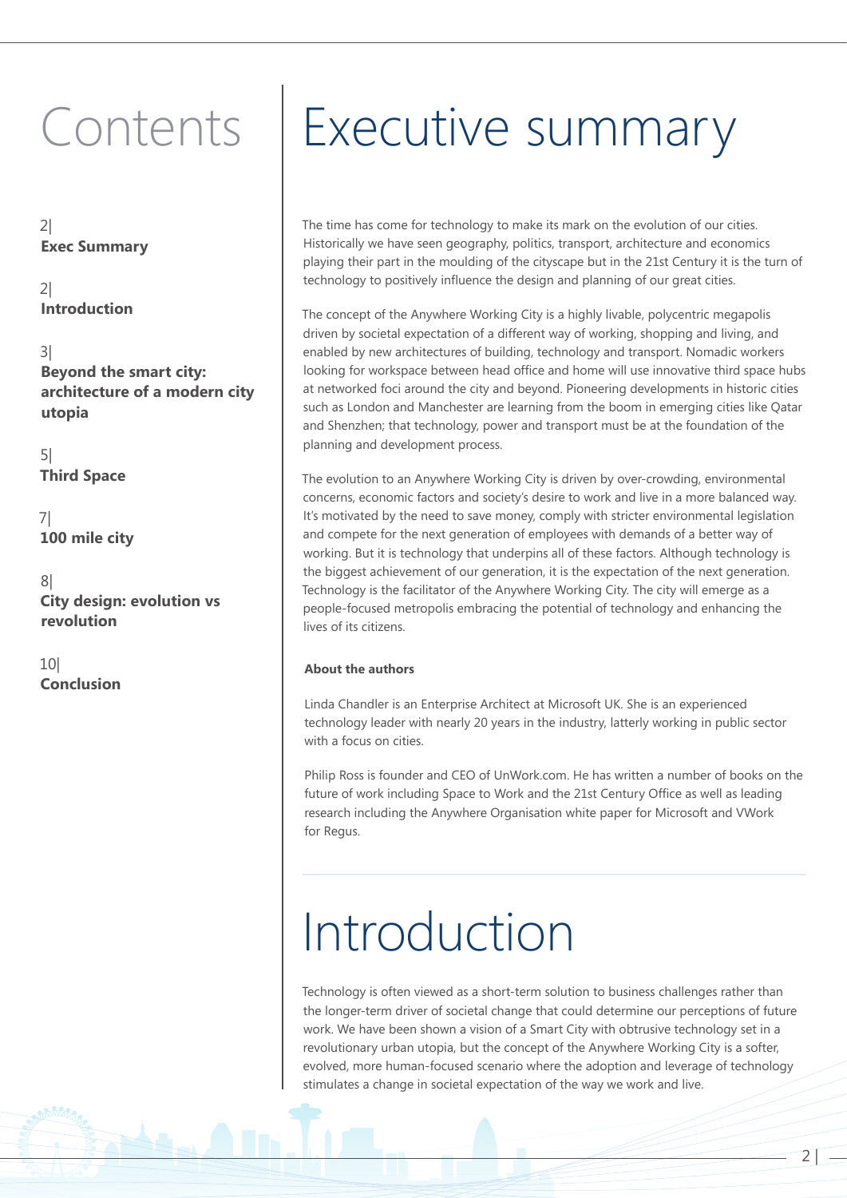# Contents

2|
**Exec Summary**

2|
**Introduction**

3|
**Beyond the smart city: architecture of a modern city utopia**

5|
**Third Space**

7|
**100 mile city**

8|
**City design: evolution vs revolution**

10|
**Conclusion**

# Executive summary

The time has come for technology to make its mark on the evolution of our cities. Historically we have seen geography, politics, transport, architecture and economics playing their part in the moulding of the cityscape but in the 21st Century it is the turn of technology to positively influence the design and planning of our great cities.

The concept of the Anywhere Working City is a highly livable, polycentric megapolis driven by societal expectation of a different way of working, shopping and living, and enabled by new architectures of building, technology and transport. Nomadic workers looking for workspace between head office and home will use innovative third space hubs at networked foci around the city and beyond. Pioneering developments in historic cities such as London and Manchester are learning from the boom in emerging cities like Qatar and Shenzhen; that technology, power and transport must be at the foundation of the planning and development process.

The evolution to an Anywhere Working City is driven by over-crowding, environmental concerns, economic factors and society's desire to work and live in a more balanced way. It's motivated by the need to save money, comply with stricter environmental legislation and compete for the next generation of employees with demands of a better way of working. But it is technology that underpins all of these factors. Although technology is the biggest achievement of our generation, it is the expectation of the next generation. Technology is the facilitator of the Anywhere Working City. The city will emerge as a people-focused metropolis embracing the potential of technology and enhancing the lives of its citizens.

**About the authors**

Linda Chandler is an Enterprise Architect at Microsoft UK. She is an experienced technology leader with nearly 20 years in the industry, latterly working in public sector with a focus on cities.

Philip Ross is founder and CEO of UnWork.com. He has written a number of books on the future of work including Space to Work and the 21st Century Office as well as leading research including the Anywhere Organisation white paper for Microsoft and VWork for Regus.

# Introduction

Technology is often viewed as a short-term solution to business challenges rather than the longer-term driver of societal change that could determine our perceptions of future work. We have been shown a vision of a Smart City with obtrusive technology set in a revolutionary urban utopia, but the concept of the Anywhere Working City is a softer, evolved, more human-focused scenario where the adoption and leverage of technology stimulates a change in societal expectation of the way we work and live.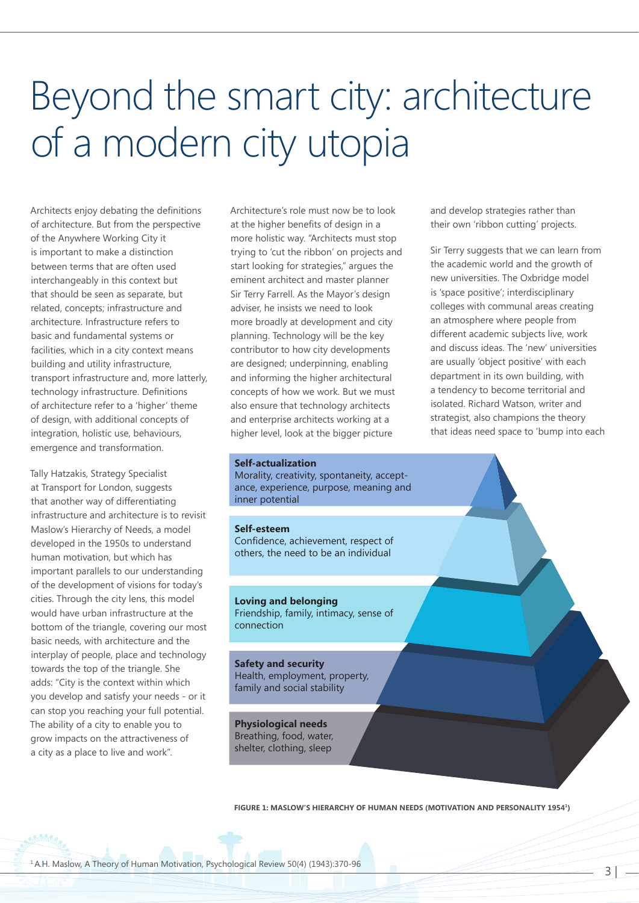# Beyond the smart city: architecture of a modern city utopia

Architects enjoy debating the definitions of architecture. But from the perspective of the Anywhere Working City it is important to make a distinction between terms that are often used interchangeably in this context but that should be seen as separate, but related, concepts; infrastructure and architecture. Infrastructure refers to basic and fundamental systems or facilities, which in a city context means building and utility infrastructure, transport infrastructure and, more latterly, technology infrastructure. Definitions of architecture refer to a 'higher' theme of design, with additional concepts of integration, holistic use, behaviours, emergence and transformation.

Tally Hatzakis, Strategy Specialist at Transport for London, suggests that another way of differentiating infrastructure and architecture is to revisit Maslow's Hierarchy of Needs, a model developed in the 1950s to understand human motivation, but which has important parallels to our understanding of the development of visions for today's cities. Through the city lens, this model would have urban infrastructure at the bottom of the triangle, covering our most basic needs, with architecture and the interplay of people, place and technology towards the top of the triangle. She adds: "City is the context within which you develop and satisfy your needs - or it can stop you reaching your full potential. The ability of a city to enable you to grow impacts on the attractiveness of a city as a place to live and work".

Architecture's role must now be to look at the higher benefits of design in a more holistic way. "Architects must stop trying to 'cut the ribbon' on projects and start looking for strategies," argues the eminent architect and master planner Sir Terry Farrell. As the Mayor's design adviser, he insists we need to look more broadly at development and city planning. Technology will be the key contributor to how city developments are designed; underpinning, enabling and informing the higher architectural concepts of how we work. But we must also ensure that technology architects and enterprise architects working at a higher level, look at the bigger picture and develop strategies rather than their own 'ribbon cutting' projects.

Sir Terry suggests that we can learn from the academic world and the growth of new universities. The Oxbridge model is 'space positive'; interdisciplinary colleges with communal areas creating an atmosphere where people from different academic subjects live, work and discuss ideas. The 'new' universities are usually 'object positive' with each department in its own building, with a tendency to become territorial and isolated. Richard Watson, writer and strategist, also champions the theory that ideas need space to 'bump into each

**Self-actualization**
Morality, creativity, spontaneity, acceptance, experience, purpose, meaning and inner potential

**Self-esteem**
Confidence, achievement, respect of others, the need to be an individual

**Loving and belonging**
Friendship, family, intimacy, sense of connection

**Safety and security**
Health, employment, property, family and social stability

**Physiological needs**
Breathing, food, water, shelter, clothing, sleep

FIGURE 1: MASLOW'S HIERARCHY OF HUMAN NEEDS (MOTIVATION AND PERSONALITY 1954[1])

[1] A.H. Maslow, A Theory of Human Motivation, Psychological Review 50(4) (1943):370-96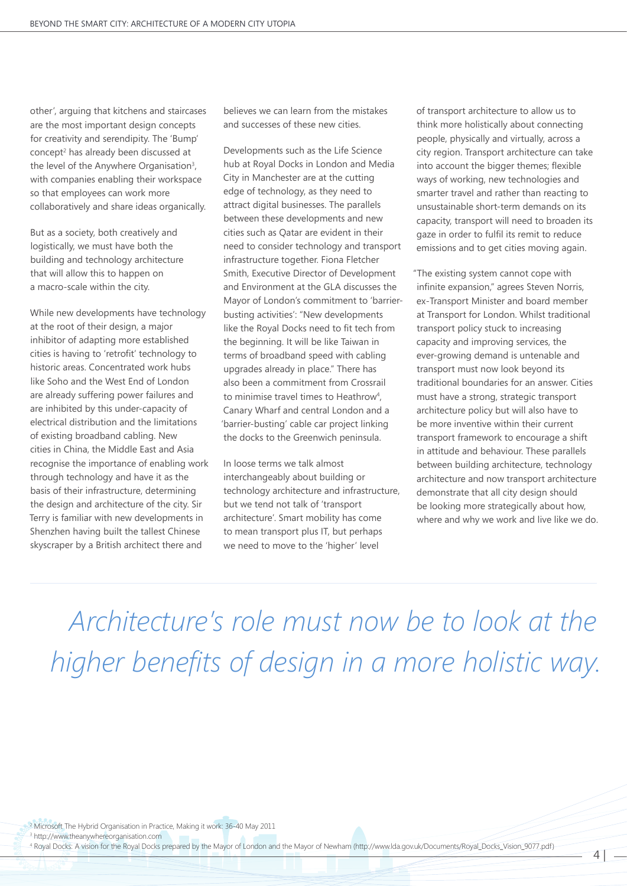other', arguing that kitchens and staircases are the most important design concepts for creativity and serendipity. The 'Bump' concept[2] has already been discussed at the level of the Anywhere Organisation[3], with companies enabling their workspace so that employees can work more collaboratively and share ideas organically.

But as a society, both creatively and logistically, we must have both the building and technology architecture that will allow this to happen on a macro-scale within the city.

While new developments have technology at the root of their design, a major inhibitor of adapting more established cities is having to 'retrofit' technology to historic areas. Concentrated work hubs like Soho and the West End of London are already suffering power failures and are inhibited by this under-capacity of electrical distribution and the limitations of existing broadband cabling. New cities in China, the Middle East and Asia recognise the importance of enabling work through technology and have it as the basis of their infrastructure, determining the design and architecture of the city. Sir Terry is familiar with new developments in Shenzhen having built the tallest Chinese skyscraper by a British architect there and believes we can learn from the mistakes and successes of these new cities.

Developments such as the Life Science hub at Royal Docks in London and Media City in Manchester are at the cutting edge of technology, as they need to attract digital businesses. The parallels between these developments and new cities such as Qatar are evident in their need to consider technology and transport infrastructure together. Fiona Fletcher Smith, Executive Director of Development and Environment at the GLA discusses the Mayor of London's commitment to 'barrier-busting activities': "New developments like the Royal Docks need to fit tech from the beginning. It will be like Taiwan in terms of broadband speed with cabling upgrades already in place." There has also been a commitment from Crossrail to minimise travel times to Heathrow[4], Canary Wharf and central London and a 'barrier-busting' cable car project linking the docks to the Greenwich peninsula.

In loose terms we talk almost interchangeably about building or technology architecture and infrastructure, but we tend not talk of 'transport architecture'. Smart mobility has come to mean transport plus IT, but perhaps we need to move to the 'higher' level of transport architecture to allow us to think more holistically about connecting people, physically and virtually, across a city region. Transport architecture can take into account the bigger themes; flexible ways of working, new technologies and smarter travel and rather than reacting to unsustainable short-term demands on its capacity, transport will need to broaden its gaze in order to fulfil its remit to reduce emissions and to get cities moving again.

"The existing system cannot cope with infinite expansion," agrees Steven Norris, ex-Transport Minister and board member at Transport for London. Whilst traditional transport policy stuck to increasing capacity and improving services, the ever-growing demand is untenable and transport must now look beyond its traditional boundaries for an answer. Cities must have a strong, strategic transport architecture policy but will also have to be more inventive within their current transport framework to encourage a shift in attitude and behaviour. These parallels between building architecture, technology architecture and now transport architecture demonstrate that all city design should be looking more strategically about how, where and why we work and live like we do.

*Architecture's role must now be to look at the higher benefits of design in a more holistic way.*

[2] Microsoft The Hybrid Organisation in Practice, Making it work: 36-40 May 2011

[3] http://www.theanywhereorganisation.com

[4] Royal Docks: A vision for the Royal Docks prepared by the Mayor of London and the Mayor of Newham (http://www.lda.gov.uk/Documents/Royal_Docks_Vision_9077.pdf)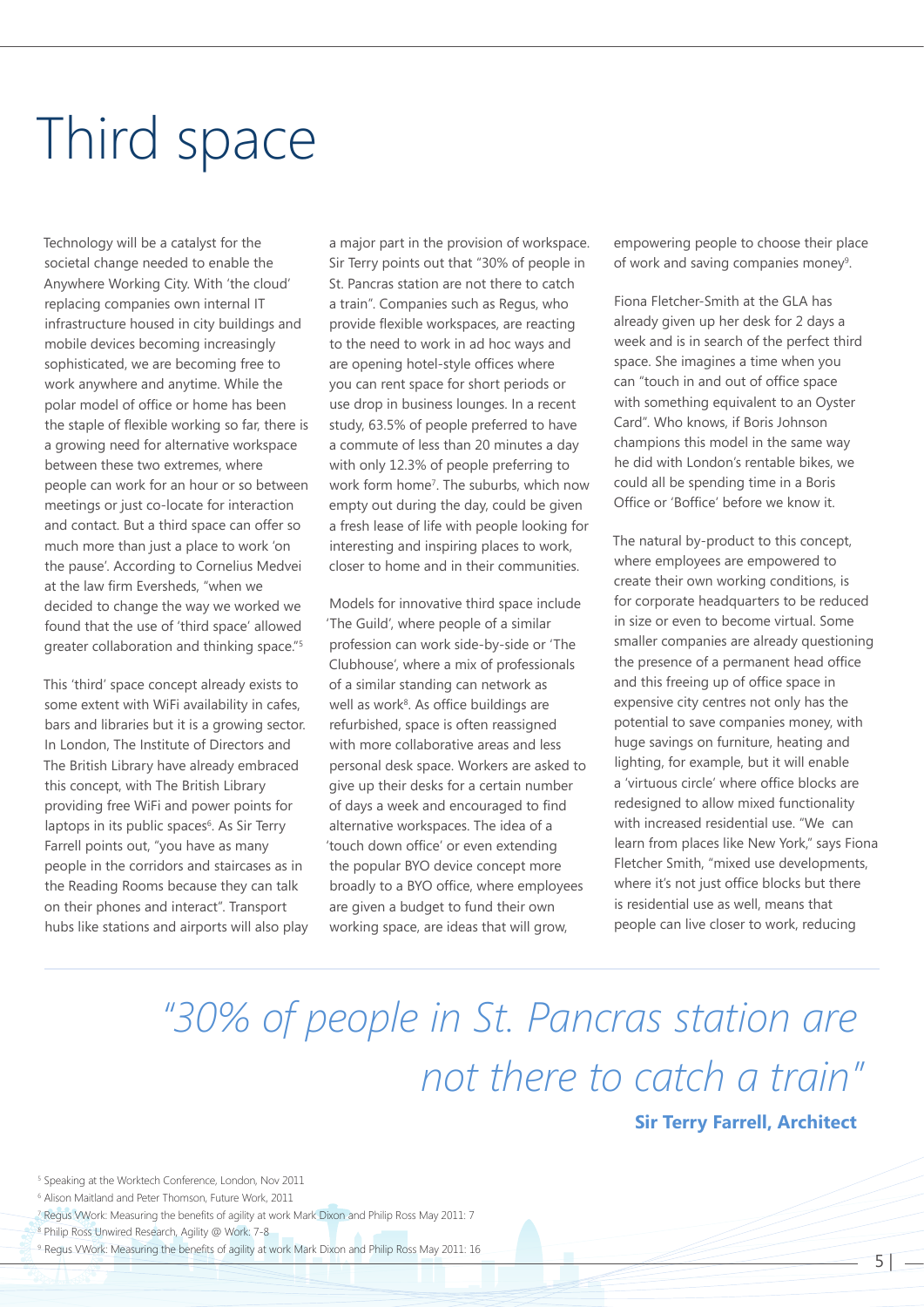# Third space

Technology will be a catalyst for the societal change needed to enable the Anywhere Working City. With 'the cloud' replacing companies own internal IT infrastructure housed in city buildings and mobile devices becoming increasingly sophisticated, we are becoming free to work anywhere and anytime. While the polar model of office or home has been the staple of flexible working so far, there is a growing need for alternative workspace between these two extremes, where people can work for an hour or so between meetings or just co-locate for interaction and contact. But a third space can offer so much more than just a place to work 'on the pause'. According to Cornelius Medvei at the law firm Eversheds, "when we decided to change the way we worked we found that the use of 'third space' allowed greater collaboration and thinking space."[5]

This 'third' space concept already exists to some extent with WiFi availability in cafes, bars and libraries but it is a growing sector. In London, The Institute of Directors and The British Library have already embraced this concept, with The British Library providing free WiFi and power points for laptops in its public spaces[6]. As Sir Terry Farrell points out, "you have as many people in the corridors and staircases as in the Reading Rooms because they can talk on their phones and interact". Transport hubs like stations and airports will also play a major part in the provision of workspace. Sir Terry points out that "30% of people in St. Pancras station are not there to catch a train". Companies such as Regus, who provide flexible workspaces, are reacting to the need to work in ad hoc ways and are opening hotel-style offices where you can rent space for short periods or use drop in business lounges. In a recent study, 63.5% of people preferred to have a commute of less than 20 minutes a day with only 12.3% of people preferring to work form home[7]. The suburbs, which now empty out during the day, could be given a fresh lease of life with people looking for interesting and inspiring places to work, closer to home and in their communities.

Models for innovative third space include 'The Guild', where people of a similar profession can work side-by-side or 'The Clubhouse', where a mix of professionals of a similar standing can network as well as work[8]. As office buildings are refurbished, space is often reassigned with more collaborative areas and less personal desk space. Workers are asked to give up their desks for a certain number of days a week and encouraged to find alternative workspaces. The idea of a 'touch down office' or even extending the popular BYO device concept more broadly to a BYO office, where employees are given a budget to fund their own working space, are ideas that will grow, empowering people to choose their place of work and saving companies money[9].

Fiona Fletcher-Smith at the GLA has already given up her desk for 2 days a week and is in search of the perfect third space. She imagines a time when you can "touch in and out of office space with something equivalent to an Oyster Card". Who knows, if Boris Johnson champions this model in the same way he did with London's rentable bikes, we could all be spending time in a Boris Office or 'Boffice' before we know it.

The natural by-product to this concept, where employees are empowered to create their own working conditions, is for corporate headquarters to be reduced in size or even to become virtual. Some smaller companies are already questioning the presence of a permanent head office and this freeing up of office space in expensive city centres not only has the potential to save companies money, with huge savings on furniture, heating and lighting, for example, but it will enable a 'virtuous circle' where office blocks are redesigned to allow mixed functionality with increased residential use. "We can learn from places like New York," says Fiona Fletcher Smith, "mixed use developments, where it's not just office blocks but there is residential use as well, means that people can live closer to work, reducing

> *"30% of people in St. Pancras station are not there to catch a train"*
>
> **Sir Terry Farrell, Architect**

[5] Speaking at the Worktech Conference, London, Nov 2011
[6] Alison Maitland and Peter Thomson, Future Work, 2011
[7] Regus VWork: Measuring the benefits of agility at work Mark Dixon and Philip Ross May 2011: 7
[8] Philip Ross Unwired Research, Agility @ Work: 7-8
[9] Regus VWork: Measuring the benefits of agility at work Mark Dixon and Philip Ross May 2011: 16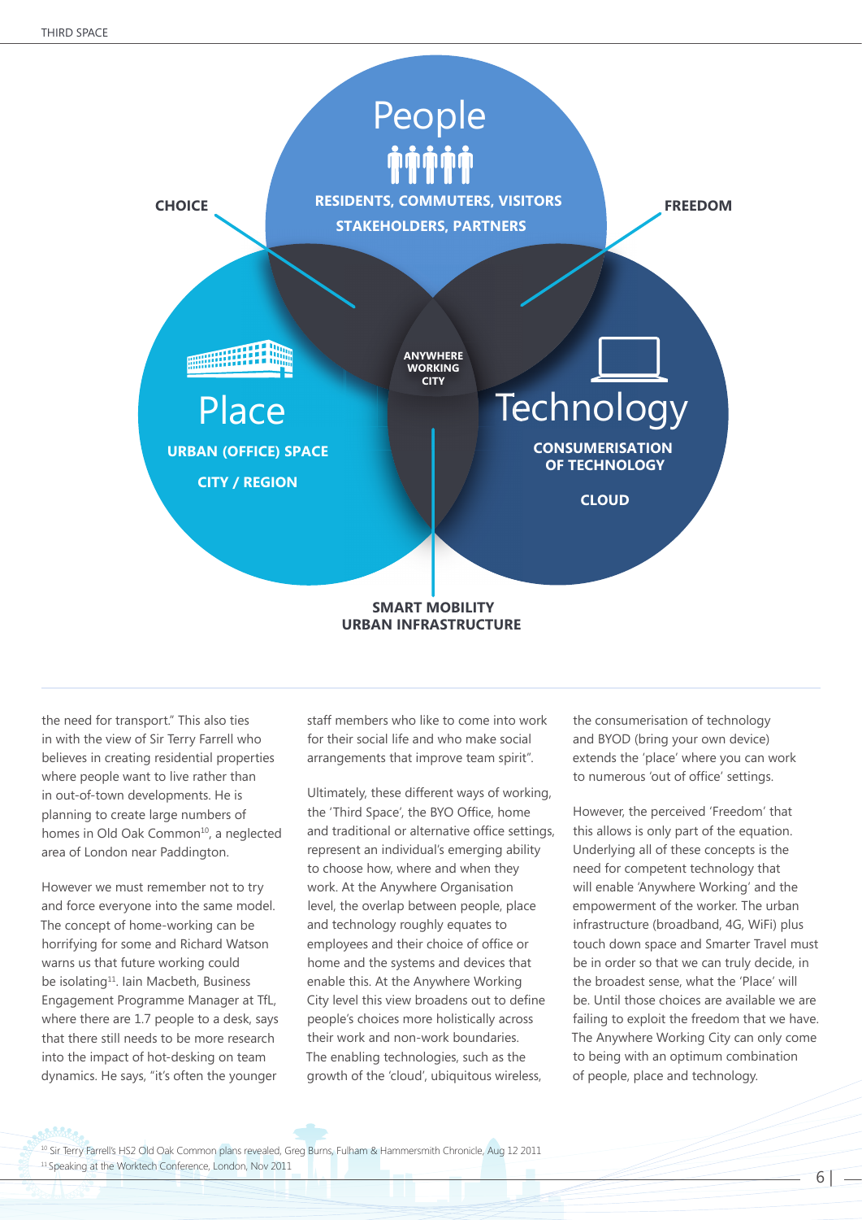People

RESIDENTS, COMMUTERS, VISITORS

STAKEHOLDERS, PARTNERS

CHOICE

FREEDOM

ANYWHERE WORKING CITY

Place

URBAN (OFFICE) SPACE

CITY / REGION

Technology

CONSUMERISATION OF TECHNOLOGY

CLOUD

SMART MOBILITY
URBAN INFRASTRUCTURE

the need for transport." This also ties in with the view of Sir Terry Farrell who believes in creating residential properties where people want to live rather than in out-of-town developments. He is planning to create large numbers of homes in Old Oak Common[10], a neglected area of London near Paddington.

However we must remember not to try and force everyone into the same model. The concept of home-working can be horrifying for some and Richard Watson warns us that future working could be isolating[11]. Iain Macbeth, Business Engagement Programme Manager at TfL, where there are 1.7 people to a desk, says that there still needs to be more research into the impact of hot-desking on team dynamics. He says, "it's often the younger staff members who like to come into work for their social life and who make social arrangements that improve team spirit".

Ultimately, these different ways of working, the 'Third Space', the BYO Office, home and traditional or alternative office settings, represent an individual's emerging ability to choose how, where and when they work. At the Anywhere Organisation level, the overlap between people, place and technology roughly equates to employees and their choice of office or home and the systems and devices that enable this. At the Anywhere Working City level this view broadens out to define people's choices more holistically across their work and non-work boundaries. The enabling technologies, such as the growth of the 'cloud', ubiquitous wireless, the consumerisation of technology and BYOD (bring your own device) extends the 'place' where you can work to numerous 'out of office' settings.

However, the perceived 'Freedom' that this allows is only part of the equation. Underlying all of these concepts is the need for competent technology that will enable 'Anywhere Working' and the empowerment of the worker. The urban infrastructure (broadband, 4G, WiFi) plus touch down space and Smarter Travel must be in order so that we can truly decide, in the broadest sense, what the 'Place' will be. Until those choices are available we are failing to exploit the freedom that we have. The Anywhere Working City can only come to being with an optimum combination of people, place and technology.

[10] Sir Terry Farrell's HS2 Old Oak Common plans revealed, Greg Burns, Fulham & Hammersmith Chronicle, Aug 12 2011
[11] Speaking at the Worktech Conference, London, Nov 2011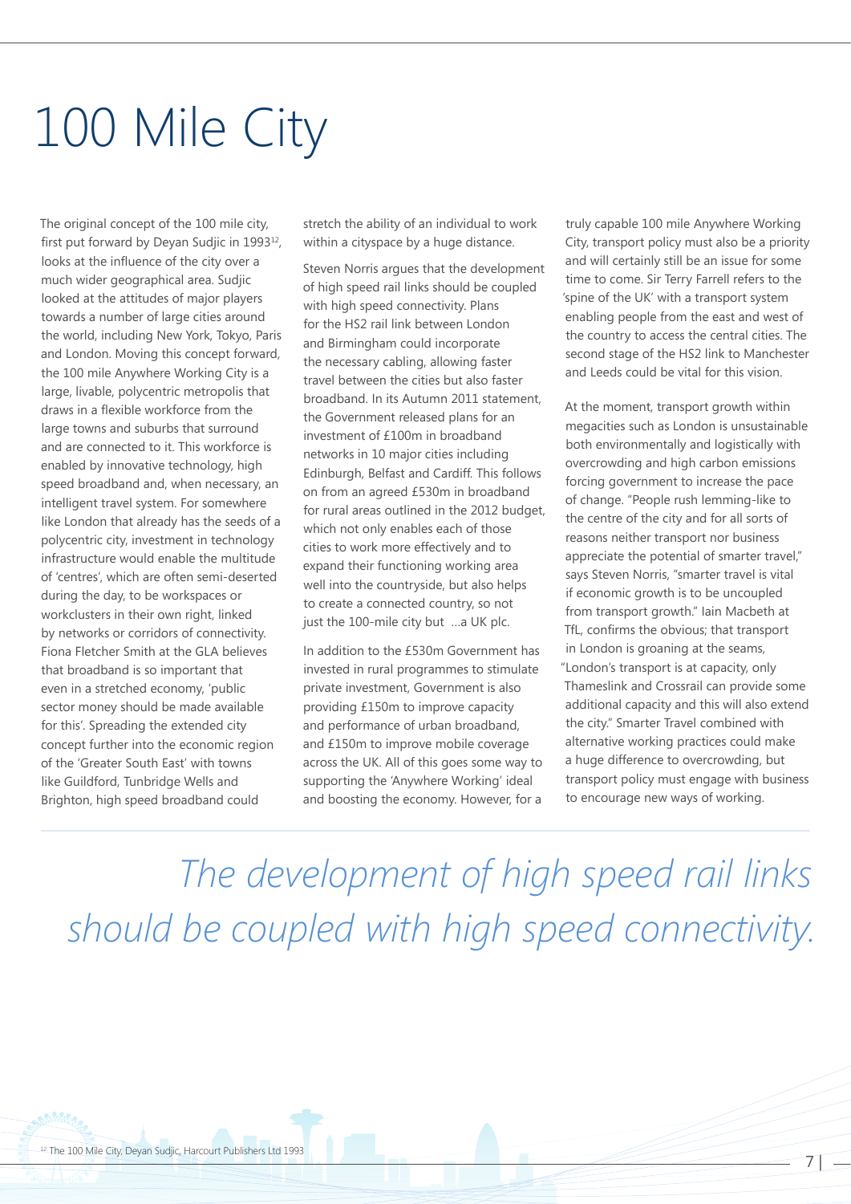# 100 Mile City

The original concept of the 100 mile city, first put forward by Deyan Sudjic in 1993[12], looks at the influence of the city over a much wider geographical area. Sudjic looked at the attitudes of major players towards a number of large cities around the world, including New York, Tokyo, Paris and London. Moving this concept forward, the 100 mile Anywhere Working City is a large, livable, polycentric metropolis that draws in a flexible workforce from the large towns and suburbs that surround and are connected to it. This workforce is enabled by innovative technology, high speed broadband and, when necessary, an intelligent travel system. For somewhere like London that already has the seeds of a polycentric city, investment in technology infrastructure would enable the multitude of 'centres', which are often semi-deserted during the day, to be workspaces or workclusters in their own right, linked by networks or corridors of connectivity. Fiona Fletcher Smith at the GLA believes that broadband is so important that even in a stretched economy, 'public sector money should be made available for this'. Spreading the extended city concept further into the economic region of the 'Greater South East' with towns like Guildford, Tunbridge Wells and Brighton, high speed broadband could stretch the ability of an individual to work within a cityspace by a huge distance.

Steven Norris argues that the development of high speed rail links should be coupled with high speed connectivity. Plans for the HS2 rail link between London and Birmingham could incorporate the necessary cabling, allowing faster travel between the cities but also faster broadband. In its Autumn 2011 statement, the Government released plans for an investment of £100m in broadband networks in 10 major cities including Edinburgh, Belfast and Cardiff. This follows on from an agreed £530m in broadband for rural areas outlined in the 2012 budget, which not only enables each of those cities to work more effectively and to expand their functioning working area well into the countryside, but also helps to create a connected country, so not just the 100-mile city but ...a UK plc.

In addition to the £530m Government has invested in rural programmes to stimulate private investment, Government is also providing £150m to improve capacity and performance of urban broadband, and £150m to improve mobile coverage across the UK. All of this goes some way to supporting the 'Anywhere Working' ideal and boosting the economy. However, for a truly capable 100 mile Anywhere Working City, transport policy must also be a priority and will certainly still be an issue for some time to come. Sir Terry Farrell refers to the 'spine of the UK' with a transport system enabling people from the east and west of the country to access the central cities. The second stage of the HS2 link to Manchester and Leeds could be vital for this vision.

At the moment, transport growth within megacities such as London is unsustainable both environmentally and logistically with overcrowding and high carbon emissions forcing government to increase the pace of change. "People rush lemming-like to the centre of the city and for all sorts of reasons neither transport nor business appreciate the potential of smarter travel," says Steven Norris, "smarter travel is vital if economic growth is to be uncoupled from transport growth." Iain Macbeth at TfL, confirms the obvious; that transport in London is groaning at the seams, "London's transport is at capacity, only Thameslink and Crossrail can provide some additional capacity and this will also extend the city." Smarter Travel combined with alternative working practices could make a huge difference to overcrowding, but transport policy must engage with business to encourage new ways of working.

*The development of high speed rail links should be coupled with high speed connectivity.*

[12] The 100 Mile City, Deyan Sudjic, Harcourt Publishers Ltd 1993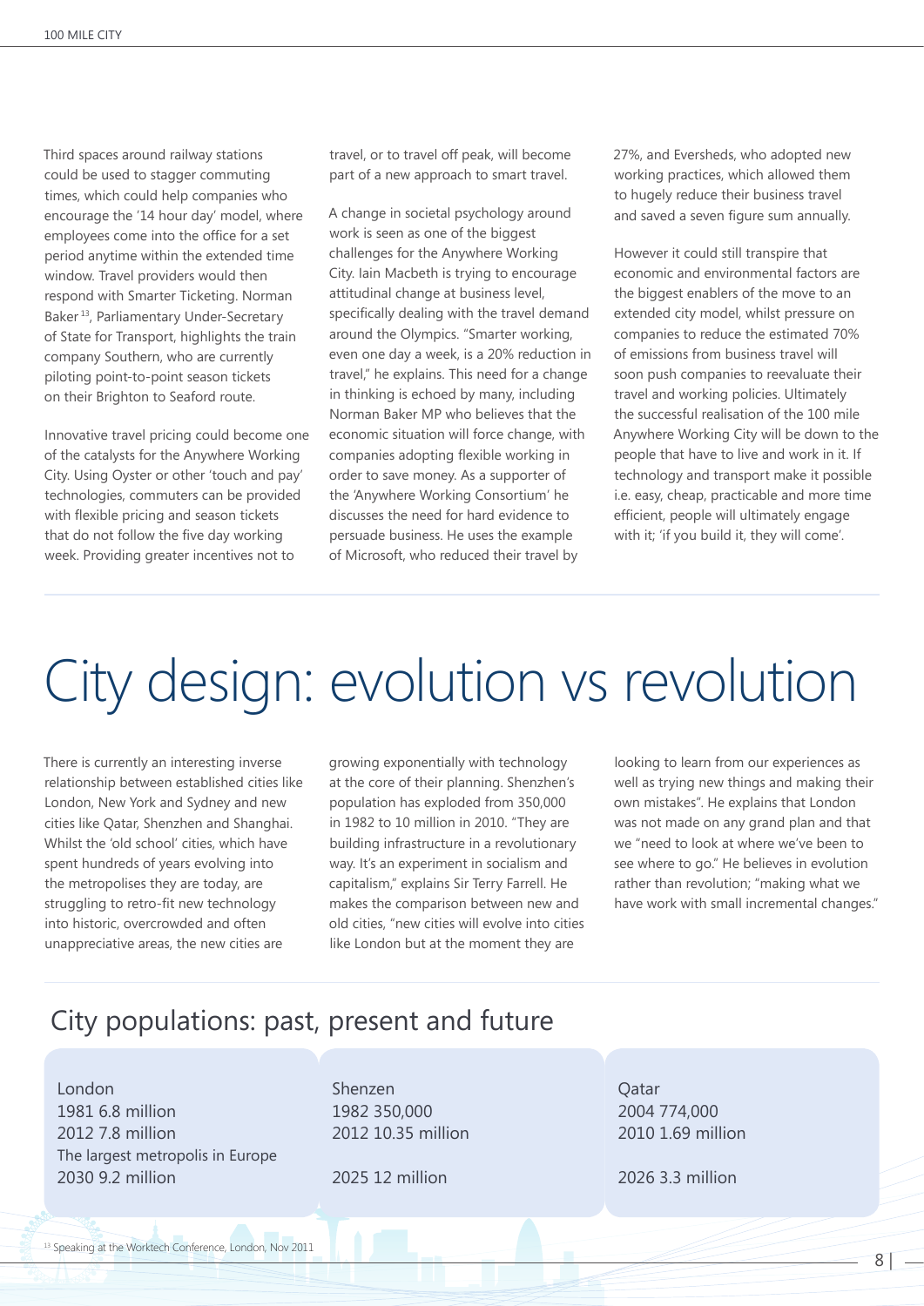Third spaces around railway stations could be used to stagger commuting times, which could help companies who encourage the '14 hour day' model, where employees come into the office for a set period anytime within the extended time window. Travel providers would then respond with Smarter Ticketing. Norman Baker[13], Parliamentary Under-Secretary of State for Transport, highlights the train company Southern, who are currently piloting point-to-point season tickets on their Brighton to Seaford route.

Innovative travel pricing could become one of the catalysts for the Anywhere Working City. Using Oyster or other 'touch and pay' technologies, commuters can be provided with flexible pricing and season tickets that do not follow the five day working week. Providing greater incentives not to travel, or to travel off peak, will become part of a new approach to smart travel.

A change in societal psychology around work is seen as one of the biggest challenges for the Anywhere Working City. Iain Macbeth is trying to encourage attitudinal change at business level, specifically dealing with the travel demand around the Olympics. "Smarter working, even one day a week, is a 20% reduction in travel," he explains. This need for a change in thinking is echoed by many, including Norman Baker MP who believes that the economic situation will force change, with companies adopting flexible working in order to save money. As a supporter of the 'Anywhere Working Consortium' he discusses the need for hard evidence to persuade business. He uses the example of Microsoft, who reduced their travel by 27%, and Eversheds, who adopted new working practices, which allowed them to hugely reduce their business travel and saved a seven figure sum annually.

However it could still transpire that economic and environmental factors are the biggest enablers of the move to an extended city model, whilst pressure on companies to reduce the estimated 70% of emissions from business travel will soon push companies to reevaluate their travel and working policies. Ultimately the successful realisation of the 100 mile Anywhere Working City will be down to the people that have to live and work in it. If technology and transport make it possible i.e. easy, cheap, practicable and more time efficient, people will ultimately engage with it; 'if you build it, they will come'.

# City design: evolution vs revolution

There is currently an interesting inverse relationship between established cities like London, New York and Sydney and new cities like Qatar, Shenzhen and Shanghai. Whilst the 'old school' cities, which have spent hundreds of years evolving into the metropolises they are today, are struggling to retro-fit new technology into historic, overcrowded and often unappreciative areas, the new cities are growing exponentially with technology at the core of their planning. Shenzhen's population has exploded from 350,000 in 1982 to 10 million in 2010. "They are building infrastructure in a revolutionary way. It's an experiment in socialism and capitalism," explains Sir Terry Farrell. He makes the comparison between new and old cities, "new cities will evolve into cities like London but at the moment they are looking to learn from our experiences as well as trying new things and making their own mistakes". He explains that London was not made on any grand plan and that we "need to look at where we've been to see where to go." He believes in evolution rather than revolution; "making what we have work with small incremental changes."

## City populations: past, present and future

**London**
1981 6.8 million
2012 7.8 million
The largest metropolis in Europe
2030 9.2 million

**Shenzen**
1982 350,000
2012 10.35 million

2025 12 million

**Qatar**
2004 774,000
2010 1.69 million

2026 3.3 million

[13] Speaking at the Worktech Conference, London, Nov 2011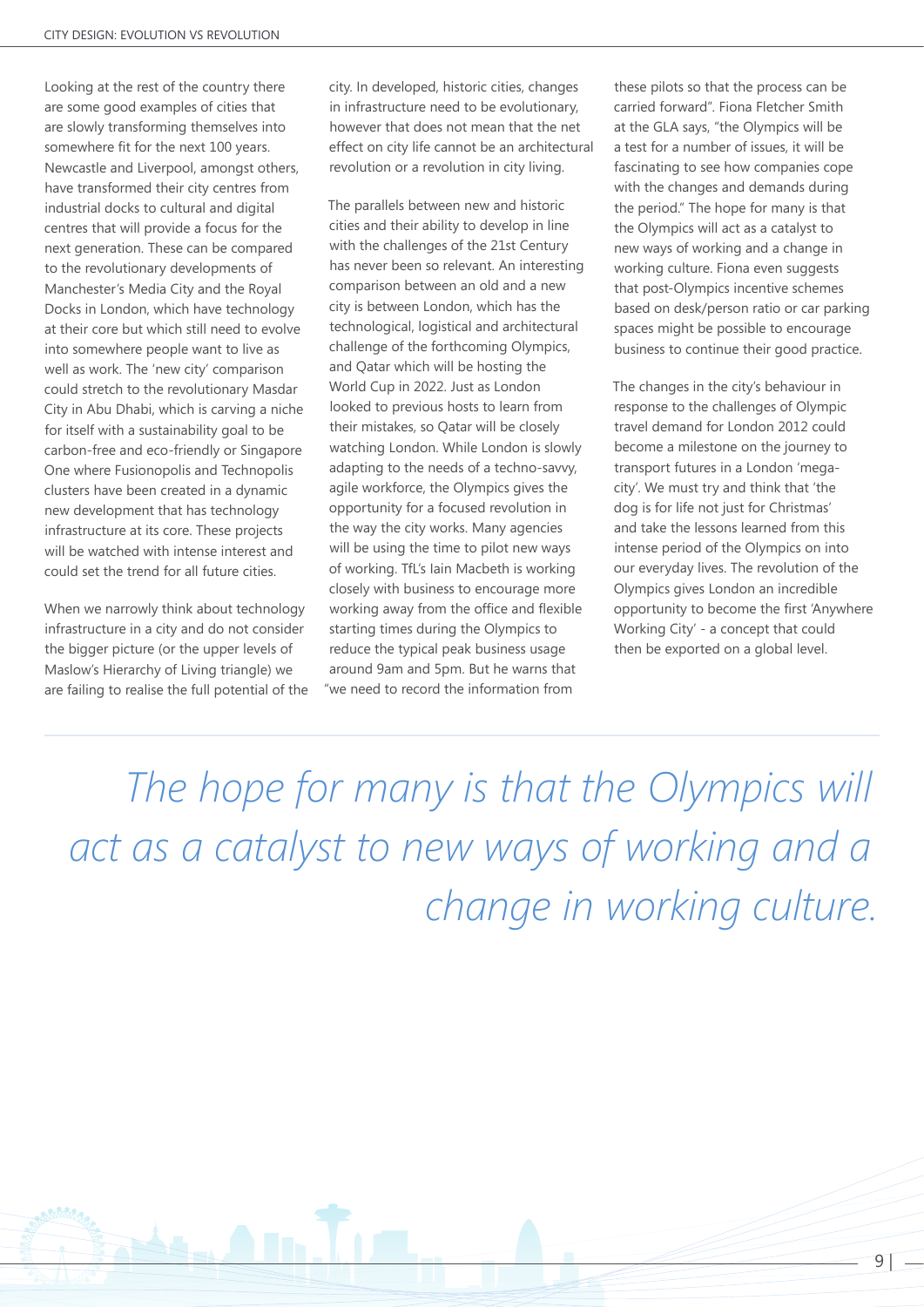Looking at the rest of the country there are some good examples of cities that are slowly transforming themselves into somewhere fit for the next 100 years. Newcastle and Liverpool, amongst others, have transformed their city centres from industrial docks to cultural and digital centres that will provide a focus for the next generation. These can be compared to the revolutionary developments of Manchester's Media City and the Royal Docks in London, which have technology at their core but which still need to evolve into somewhere people want to live as well as work. The 'new city' comparison could stretch to the revolutionary Masdar City in Abu Dhabi, which is carving a niche for itself with a sustainability goal to be carbon-free and eco-friendly or Singapore One where Fusionopolis and Technopolis clusters have been created in a dynamic new development that has technology infrastructure at its core. These projects will be watched with intense interest and could set the trend for all future cities.

When we narrowly think about technology infrastructure in a city and do not consider the bigger picture (or the upper levels of Maslow's Hierarchy of Living triangle) we are failing to realise the full potential of the city. In developed, historic cities, changes in infrastructure need to be evolutionary, however that does not mean that the net effect on city life cannot be an architectural revolution or a revolution in city living.

The parallels between new and historic cities and their ability to develop in line with the challenges of the 21st Century has never been so relevant. An interesting comparison between an old and a new city is between London, which has the technological, logistical and architectural challenge of the forthcoming Olympics, and Qatar which will be hosting the World Cup in 2022. Just as London looked to previous hosts to learn from their mistakes, so Qatar will be closely watching London. While London is slowly adapting to the needs of a techno-savvy, agile workforce, the Olympics gives the opportunity for a focused revolution in the way the city works. Many agencies will be using the time to pilot new ways of working. TfL's Iain Macbeth is working closely with business to encourage more working away from the office and flexible starting times during the Olympics to reduce the typical peak business usage around 9am and 5pm. But he warns that "we need to record the information from these pilots so that the process can be carried forward". Fiona Fletcher Smith at the GLA says, "the Olympics will be a test for a number of issues, it will be fascinating to see how companies cope with the changes and demands during the period." The hope for many is that the Olympics will act as a catalyst to new ways of working and a change in working culture. Fiona even suggests that post-Olympics incentive schemes based on desk/person ratio or car parking spaces might be possible to encourage business to continue their good practice.

The changes in the city's behaviour in response to the challenges of Olympic travel demand for London 2012 could become a milestone on the journey to transport futures in a London 'mega-city'. We must try and think that 'the dog is for life not just for Christmas' and take the lessons learned from this intense period of the Olympics on into our everyday lives. The revolution of the Olympics gives London an incredible opportunity to become the first 'Anywhere Working City' - a concept that could then be exported on a global level.

> *The hope for many is that the Olympics will act as a catalyst to new ways of working and a change in working culture.*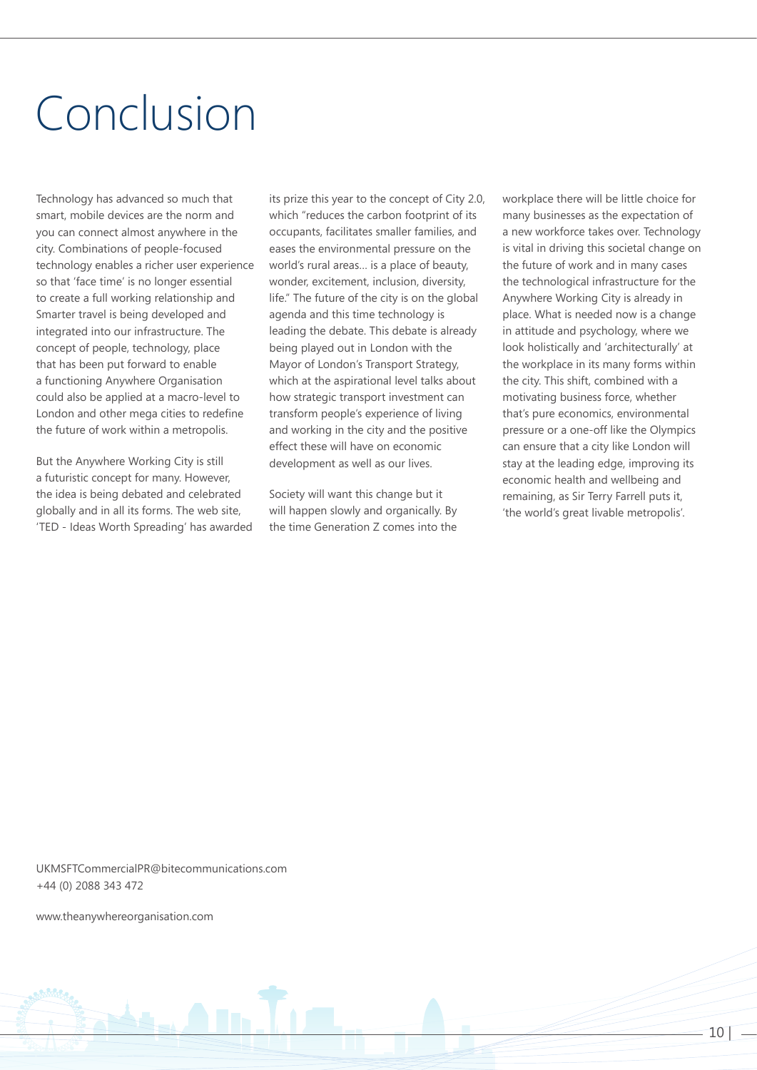# Conclusion

Technology has advanced so much that smart, mobile devices are the norm and you can connect almost anywhere in the city. Combinations of people-focused technology enables a richer user experience so that 'face time' is no longer essential to create a full working relationship and Smarter travel is being developed and integrated into our infrastructure. The concept of people, technology, place that has been put forward to enable a functioning Anywhere Organisation could also be applied at a macro-level to London and other mega cities to redefine the future of work within a metropolis.

But the Anywhere Working City is still a futuristic concept for many. However, the idea is being debated and celebrated globally and in all its forms. The web site, 'TED - Ideas Worth Spreading' has awarded its prize this year to the concept of City 2.0, which "reduces the carbon footprint of its occupants, facilitates smaller families, and eases the environmental pressure on the world's rural areas… is a place of beauty, wonder, excitement, inclusion, diversity, life." The future of the city is on the global agenda and this time technology is leading the debate. This debate is already being played out in London with the Mayor of London's Transport Strategy, which at the aspirational level talks about how strategic transport investment can transform people's experience of living and working in the city and the positive effect these will have on economic development as well as our lives.

Society will want this change but it will happen slowly and organically. By the time Generation Z comes into the workplace there will be little choice for many businesses as the expectation of a new workforce takes over. Technology is vital in driving this societal change on the future of work and in many cases the technological infrastructure for the Anywhere Working City is already in place. What is needed now is a change in attitude and psychology, where we look holistically and 'architecturally' at the workplace in its many forms within the city. This shift, combined with a motivating business force, whether that's pure economics, environmental pressure or a one-off like the Olympics can ensure that a city like London will stay at the leading edge, improving its economic health and wellbeing and remaining, as Sir Terry Farrell puts it, 'the world's great livable metropolis'.

UKMSFTCommercialPR@bitecommunications.com
+44 (0) 2088 343 472

www.theanywhereorganisation.com